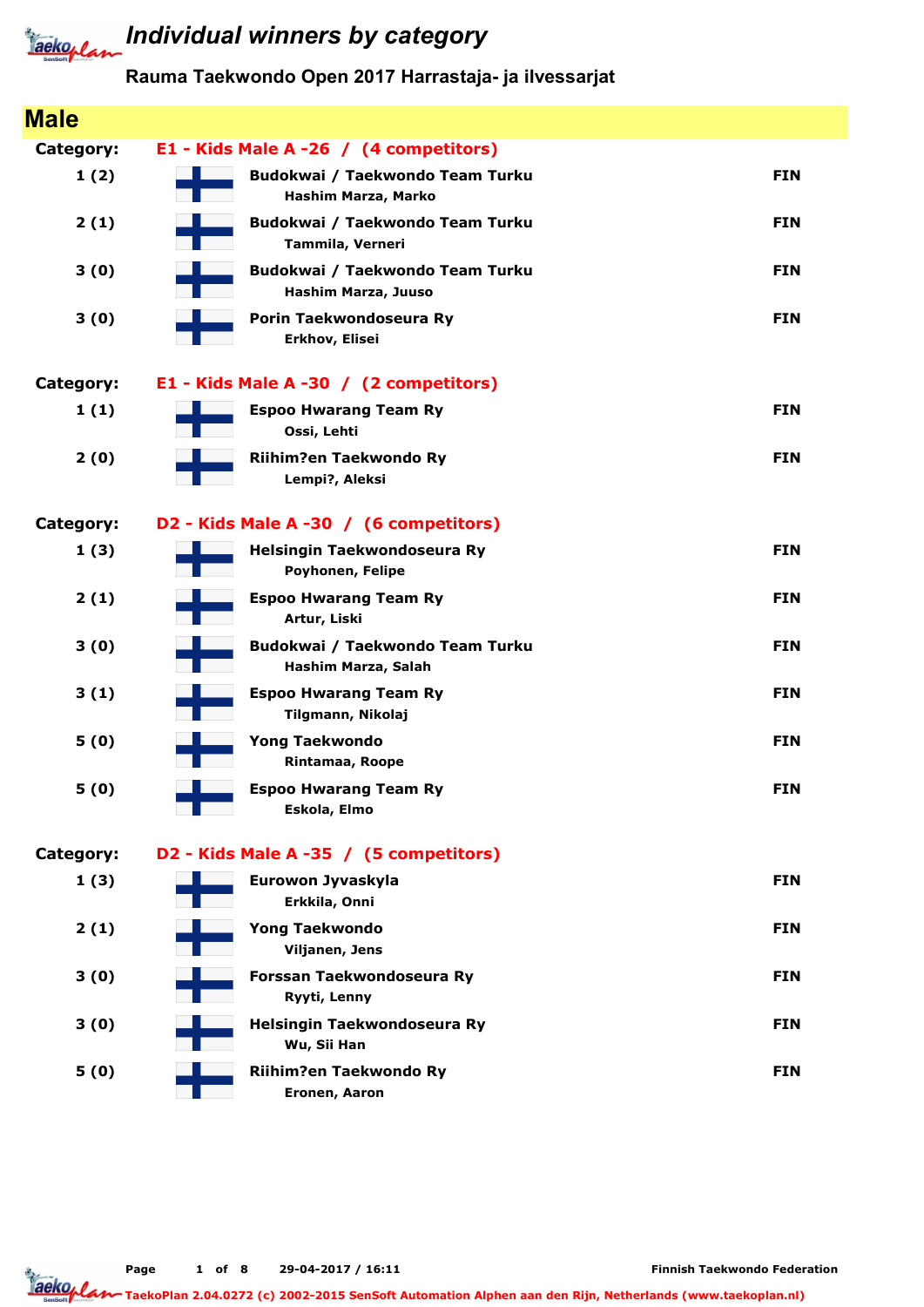# Individual winners by category

## Rauma Taekwondo Open 2017 Harrastaja- ja ilvessarjat

## Male

**Category: E1 - Kids Male A -26 / (4 competitors)**

| Place | Club / Name | Country |
|---|---|---|
| 1 (2) | **Budokwai / Taekwondo Team Turku**<br>Hashim Marza, Marko | FIN |
| 2 (1) | **Budokwai / Taekwondo Team Turku**<br>Tammila, Verneri | FIN |
| 3 (0) | **Budokwai / Taekwondo Team Turku**<br>Hashim Marza, Juuso | FIN |
| 3 (0) | **Porin Taekwondoseura Ry**<br>Erkhov, Elisei | FIN |

**Category: E1 - Kids Male A -30 / (2 competitors)**

| Place | Club / Name | Country |
|---|---|---|
| 1 (1) | **Espoo Hwarang Team Ry**<br>Ossi, Lehti | FIN |
| 2 (0) | **Riihim?en Taekwondo Ry**<br>Lempi?, Aleksi | FIN |

**Category: D2 - Kids Male A -30 / (6 competitors)**

| Place | Club / Name | Country |
|---|---|---|
| 1 (3) | **Helsingin Taekwondoseura Ry**<br>Poyhonen, Felipe | FIN |
| 2 (1) | **Espoo Hwarang Team Ry**<br>Artur, Liski | FIN |
| 3 (0) | **Budokwai / Taekwondo Team Turku**<br>Hashim Marza, Salah | FIN |
| 3 (1) | **Espoo Hwarang Team Ry**<br>Tilgmann, Nikolaj | FIN |
| 5 (0) | **Yong Taekwondo**<br>Rintamaa, Roope | FIN |
| 5 (0) | **Espoo Hwarang Team Ry**<br>Eskola, Elmo | FIN |

**Category: D2 - Kids Male A -35 / (5 competitors)**

| Place | Club / Name | Country |
|---|---|---|
| 1 (3) | **Eurowon Jyvaskyla**<br>Erkkila, Onni | FIN |
| 2 (1) | **Yong Taekwondo**<br>Viljanen, Jens | FIN |
| 3 (0) | **Forssan Taekwondoseura Ry**<br>Ryyti, Lenny | FIN |
| 3 (0) | **Helsingin Taekwondoseura Ry**<br>Wu, Sii Han | FIN |
| 5 (0) | **Riihim?en Taekwondo Ry**<br>Eronen, Aaron | FIN |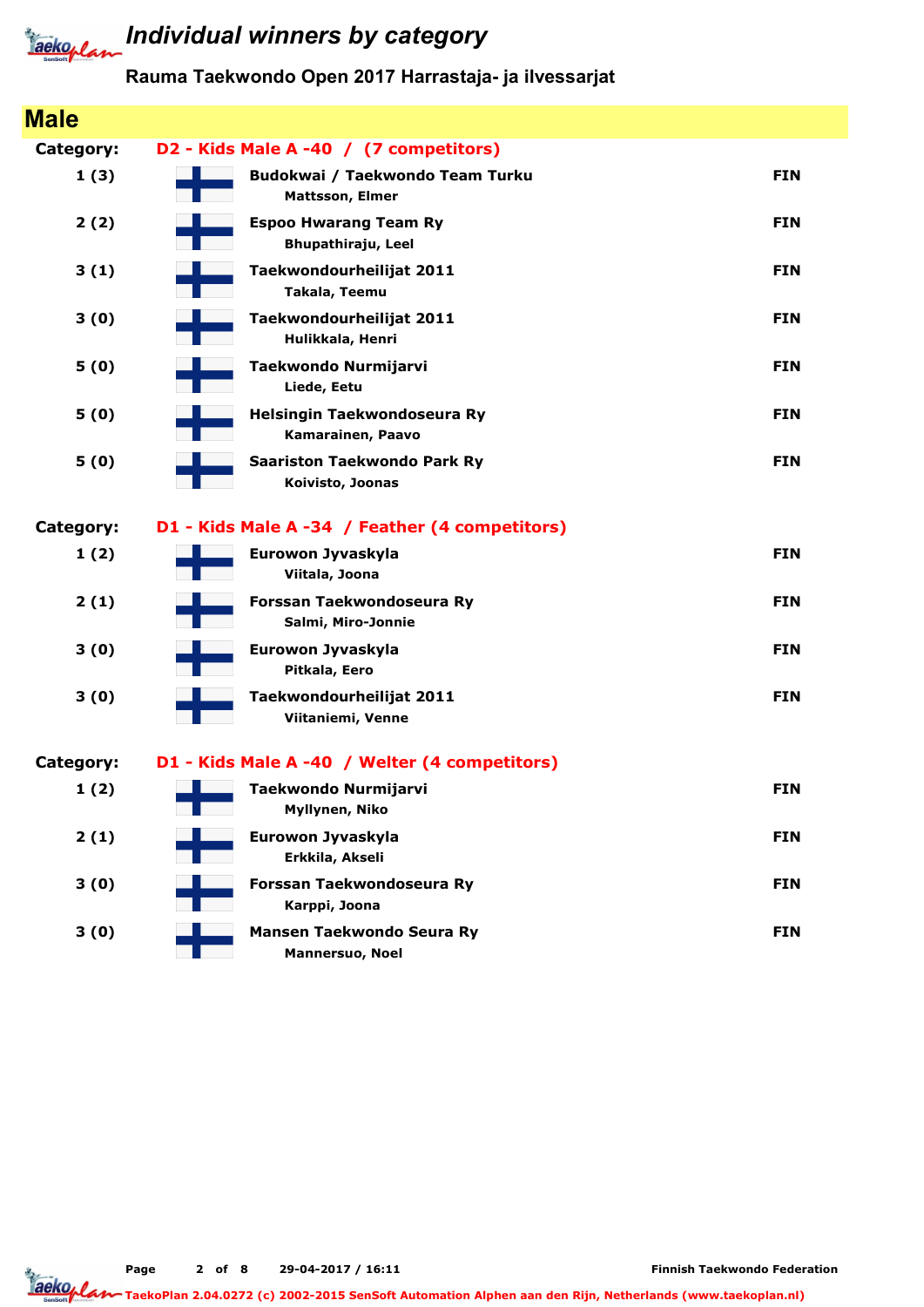# Individual winners by category

## Rauma Taekwondo Open 2017 Harrastaja- ja ilvessarjat

## Male

### Category: D2 - Kids Male A -40 / (7 competitors)

| Place | Club / Name | Country |
|---|---|---|
| 1 (3) | **Budokwai / Taekwondo Team Turku**<br>Mattsson, Elmer | FIN |
| 2 (2) | **Espoo Hwarang Team Ry**<br>Bhupathiraju, Leel | FIN |
| 3 (1) | **Taekwondourheilijat 2011**<br>Takala, Teemu | FIN |
| 3 (0) | **Taekwondourheilijat 2011**<br>Hulikkala, Henri | FIN |
| 5 (0) | **Taekwondo Nurmijarvi**<br>Liede, Eetu | FIN |
| 5 (0) | **Helsingin Taekwondoseura Ry**<br>Kamarainen, Paavo | FIN |
| 5 (0) | **Saariston Taekwondo Park Ry**<br>Koivisto, Joonas | FIN |

### Category: D1 - Kids Male A -34 / Feather (4 competitors)

| Place | Club / Name | Country |
|---|---|---|
| 1 (2) | **Eurowon Jyvaskyla**<br>Viitala, Joona | FIN |
| 2 (1) | **Forssan Taekwondoseura Ry**<br>Salmi, Miro-Jonnie | FIN |
| 3 (0) | **Eurowon Jyvaskyla**<br>Pitkala, Eero | FIN |
| 3 (0) | **Taekwondourheilijat 2011**<br>Viitaniemi, Venne | FIN |

### Category: D1 - Kids Male A -40 / Welter (4 competitors)

| Place | Club / Name | Country |
|---|---|---|
| 1 (2) | **Taekwondo Nurmijarvi**<br>Myllynen, Niko | FIN |
| 2 (1) | **Eurowon Jyvaskyla**<br>Erkkila, Akseli | FIN |
| 3 (0) | **Forssan Taekwondoseura Ry**<br>Karppi, Joona | FIN |
| 3 (0) | **Mansen Taekwondo Seura Ry**<br>Mannersuo, Noel | FIN |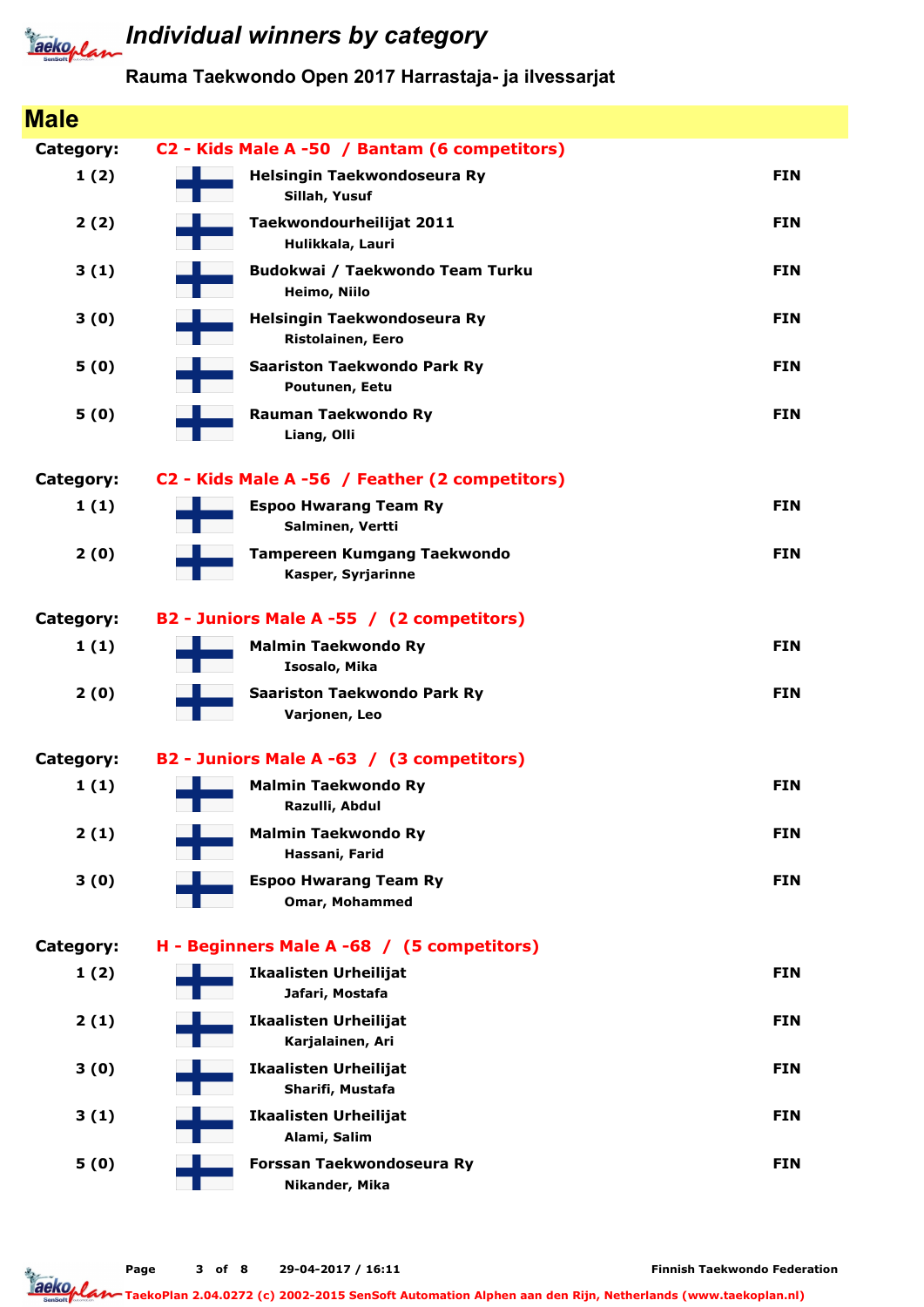# Individual winners by category

## Rauma Taekwondo Open 2017 Harrastaja- ja ilvessarjat

## Male

**Category: C2 - Kids Male A -50 / Bantam (6 competitors)**

| Place | Club / Name | Country |
|---|---|---|
| 1 (2) | **Helsingin Taekwondoseura Ry** Sillah, Yusuf | FIN |
| 2 (2) | **Taekwondourheilijat 2011** Hulikkala, Lauri | FIN |
| 3 (1) | **Budokwai / Taekwondo Team Turku** Heimo, Niilo | FIN |
| 3 (0) | **Helsingin Taekwondoseura Ry** Ristolainen, Eero | FIN |
| 5 (0) | **Saariston Taekwondo Park Ry** Poutunen, Eetu | FIN |
| 5 (0) | **Rauman Taekwondo Ry** Liang, Olli | FIN |

**Category: C2 - Kids Male A -56 / Feather (2 competitors)**

| Place | Club / Name | Country |
|---|---|---|
| 1 (1) | **Espoo Hwarang Team Ry** Salminen, Vertti | FIN |
| 2 (0) | **Tampereen Kumgang Taekwondo** Kasper, Syrjarinne | FIN |

**Category: B2 - Juniors Male A -55 / (2 competitors)**

| Place | Club / Name | Country |
|---|---|---|
| 1 (1) | **Malmin Taekwondo Ry** Isosalo, Mika | FIN |
| 2 (0) | **Saariston Taekwondo Park Ry** Varjonen, Leo | FIN |

**Category: B2 - Juniors Male A -63 / (3 competitors)**

| Place | Club / Name | Country |
|---|---|---|
| 1 (1) | **Malmin Taekwondo Ry** Razulli, Abdul | FIN |
| 2 (1) | **Malmin Taekwondo Ry** Hassani, Farid | FIN |
| 3 (0) | **Espoo Hwarang Team Ry** Omar, Mohammed | FIN |

**Category: H - Beginners Male A -68 / (5 competitors)**

| Place | Club / Name | Country |
|---|---|---|
| 1 (2) | **Ikaalisten Urheilijat** Jafari, Mostafa | FIN |
| 2 (1) | **Ikaalisten Urheilijat** Karjalainen, Ari | FIN |
| 3 (0) | **Ikaalisten Urheilijat** Sharifi, Mustafa | FIN |
| 3 (1) | **Ikaalisten Urheilijat** Alami, Salim | FIN |
| 5 (0) | **Forssan Taekwondoseura Ry** Nikander, Mika | FIN |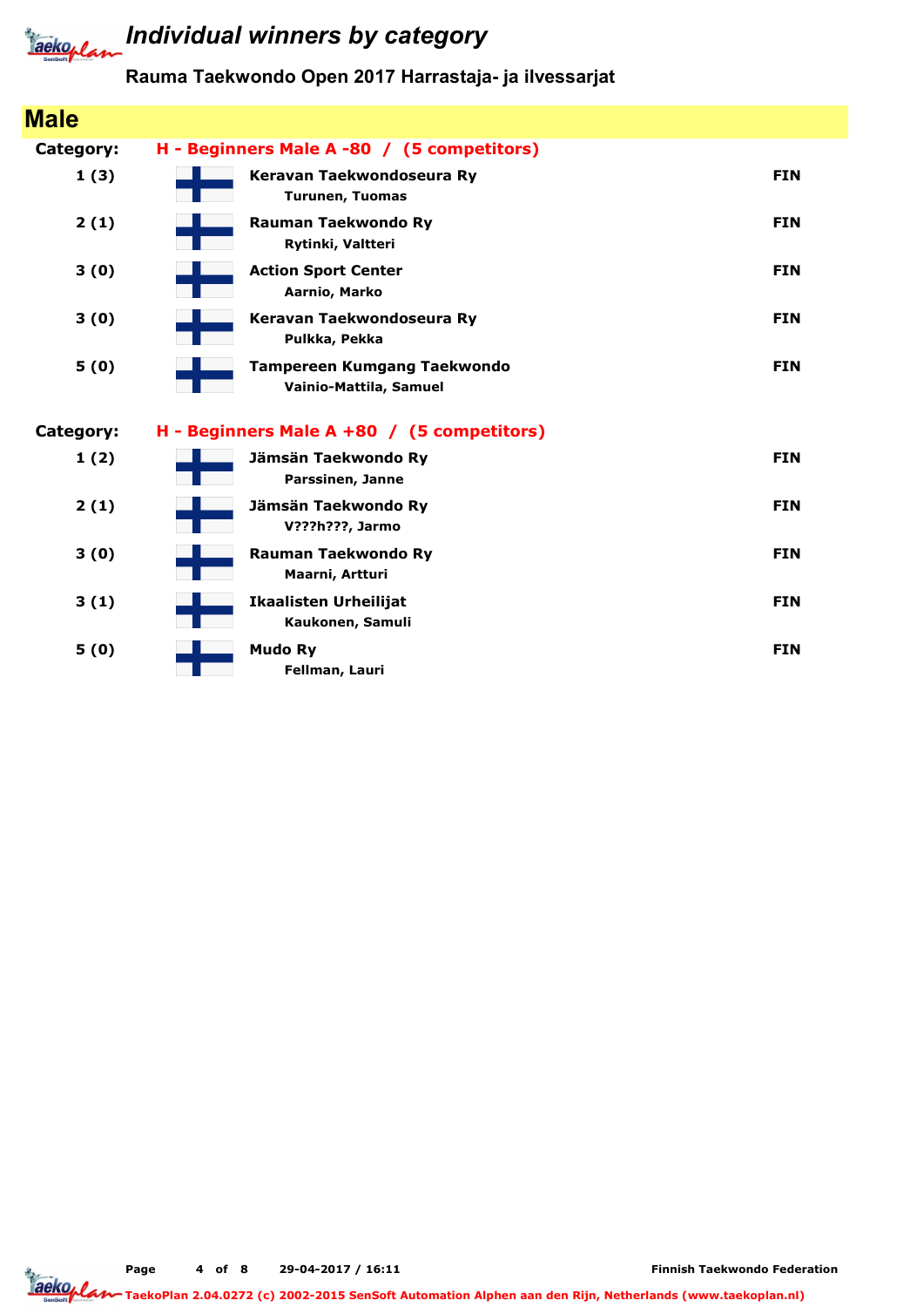# Individual winners by category

## Rauma Taekwondo Open 2017 Harrastaja- ja ilvessarjat

### Male

**Category: H - Beginners Male A -80 / (5 competitors)**

| Place | Club / Name | Country |
|---|---|---|
| 1 (3) | **Keravan Taekwondoseura Ry**<br>Turunen, Tuomas | FIN |
| 2 (1) | **Rauman Taekwondo Ry**<br>Rytinki, Valtteri | FIN |
| 3 (0) | **Action Sport Center**<br>Aarnio, Marko | FIN |
| 3 (0) | **Keravan Taekwondoseura Ry**<br>Pulkka, Pekka | FIN |
| 5 (0) | **Tampereen Kumgang Taekwondo**<br>Vainio-Mattila, Samuel | FIN |

**Category: H - Beginners Male A +80 / (5 competitors)**

| Place | Club / Name | Country |
|---|---|---|
| 1 (2) | **Jämsän Taekwondo Ry**<br>Parssinen, Janne | FIN |
| 2 (1) | **Jämsän Taekwondo Ry**<br>V???h???, Jarmo | FIN |
| 3 (0) | **Rauman Taekwondo Ry**<br>Maarni, Artturi | FIN |
| 3 (1) | **Ikaalisten Urheilijat**<br>Kaukonen, Samuli | FIN |
| 5 (0) | **Mudo Ry**<br>Fellman, Lauri | FIN |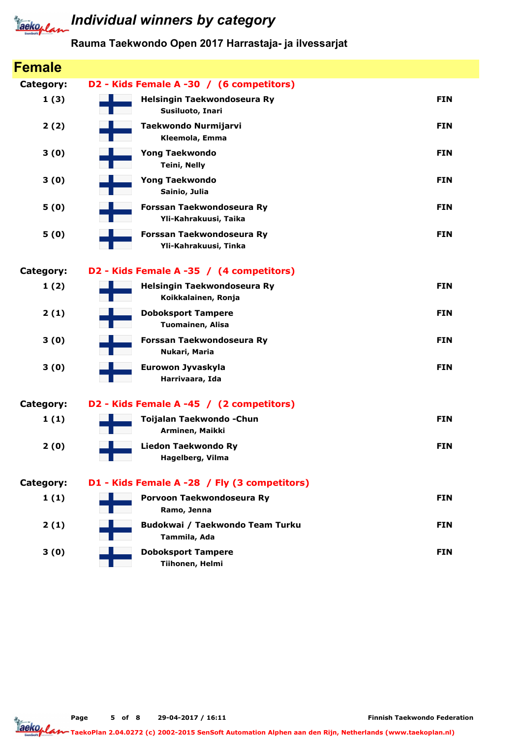# Individual winners by category

## Rauma Taekwondo Open 2017 Harrastaja- ja ilvessarjat

## Female

**Category: D2 - Kids Female A -30 / (6 competitors)**

| Place | Club / Name | Country |
|---|---|---|
| 1 (3) | **Helsingin Taekwondoseura Ry**<br>Susiluoto, Inari | FIN |
| 2 (2) | **Taekwondo Nurmijarvi**<br>Kleemola, Emma | FIN |
| 3 (0) | **Yong Taekwondo**<br>Teini, Nelly | FIN |
| 3 (0) | **Yong Taekwondo**<br>Sainio, Julia | FIN |
| 5 (0) | **Forssan Taekwondoseura Ry**<br>Yli-Kahrakuusi, Taika | FIN |
| 5 (0) | **Forssan Taekwondoseura Ry**<br>Yli-Kahrakuusi, Tinka | FIN |

**Category: D2 - Kids Female A -35 / (4 competitors)**

| Place | Club / Name | Country |
|---|---|---|
| 1 (2) | **Helsingin Taekwondoseura Ry**<br>Koikkalainen, Ronja | FIN |
| 2 (1) | **Doboksport Tampere**<br>Tuomainen, Alisa | FIN |
| 3 (0) | **Forssan Taekwondoseura Ry**<br>Nukari, Maria | FIN |
| 3 (0) | **Eurowon Jyvaskyla**<br>Harrivaara, Ida | FIN |

**Category: D2 - Kids Female A -45 / (2 competitors)**

| Place | Club / Name | Country |
|---|---|---|
| 1 (1) | **Toijalan Taekwondo -Chun**<br>Arminen, Maikki | FIN |
| 2 (0) | **Liedon Taekwondo Ry**<br>Hagelberg, Vilma | FIN |

**Category: D1 - Kids Female A -28 / Fly (3 competitors)**

| Place | Club / Name | Country |
|---|---|---|
| 1 (1) | **Porvoon Taekwondoseura Ry**<br>Ramo, Jenna | FIN |
| 2 (1) | **Budokwai / Taekwondo Team Turku**<br>Tammila, Ada | FIN |
| 3 (0) | **Doboksport Tampere**<br>Tiihonen, Helmi | FIN |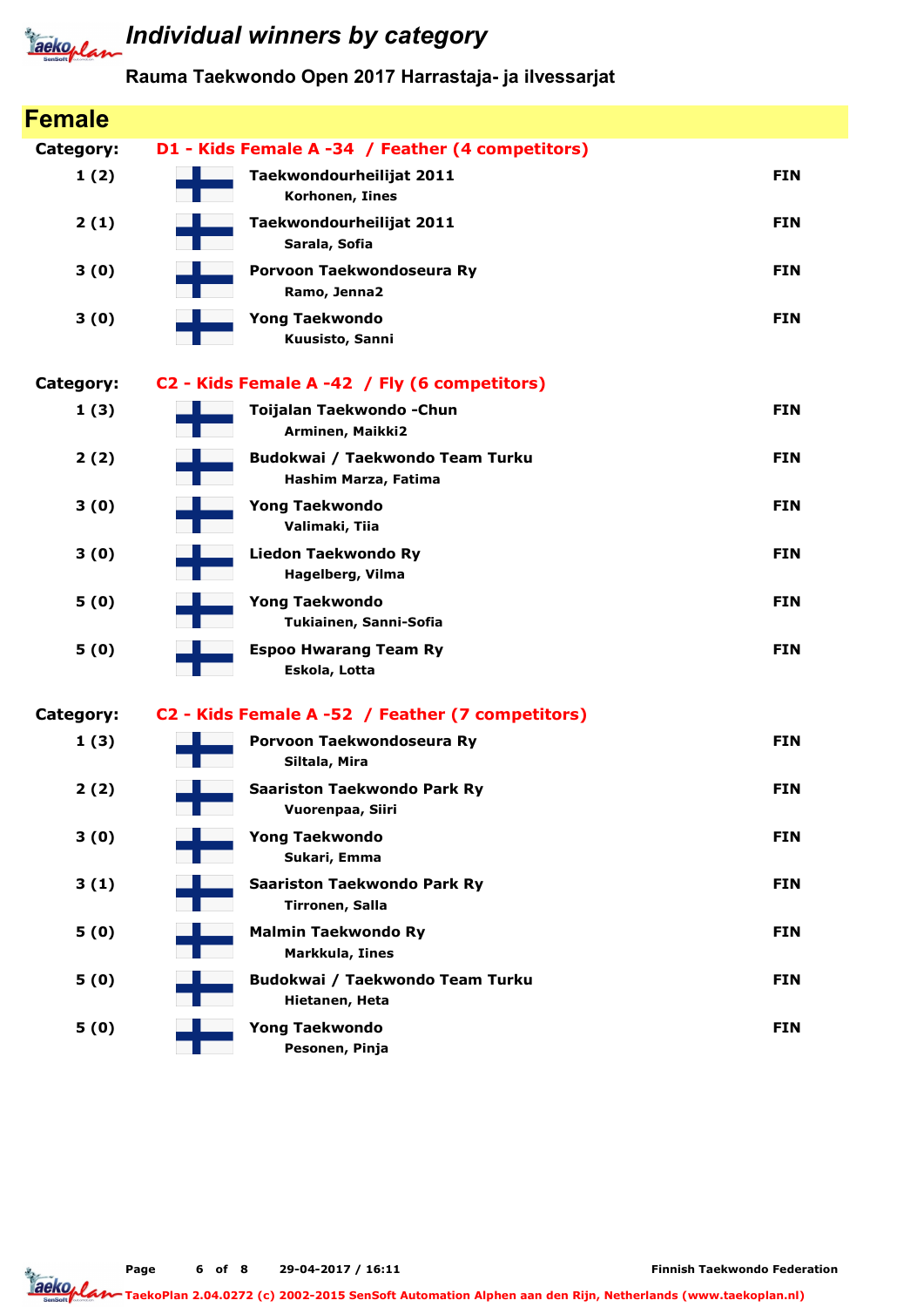# Individual winners by category

## Rauma Taekwondo Open 2017 Harrastaja- ja ilvessarjat

## Female

**Category: D1 - Kids Female A -34 / Feather (4 competitors)**

| Place | Club / Name | Country |
|---|---|---|
| 1 (2) | **Taekwondourheilijat 2011**<br>Korhonen, Iines | FIN |
| 2 (1) | **Taekwondourheilijat 2011**<br>Sarala, Sofia | FIN |
| 3 (0) | **Porvoon Taekwondoseura Ry**<br>Ramo, Jenna2 | FIN |
| 3 (0) | **Yong Taekwondo**<br>Kuusisto, Sanni | FIN |

**Category: C2 - Kids Female A -42 / Fly (6 competitors)**

| Place | Club / Name | Country |
|---|---|---|
| 1 (3) | **Toijalan Taekwondo -Chun**<br>Arminen, Maikki2 | FIN |
| 2 (2) | **Budokwai / Taekwondo Team Turku**<br>Hashim Marza, Fatima | FIN |
| 3 (0) | **Yong Taekwondo**<br>Valimaki, Tiia | FIN |
| 3 (0) | **Liedon Taekwondo Ry**<br>Hagelberg, Vilma | FIN |
| 5 (0) | **Yong Taekwondo**<br>Tukiainen, Sanni-Sofia | FIN |
| 5 (0) | **Espoo Hwarang Team Ry**<br>Eskola, Lotta | FIN |

**Category: C2 - Kids Female A -52 / Feather (7 competitors)**

| Place | Club / Name | Country |
|---|---|---|
| 1 (3) | **Porvoon Taekwondoseura Ry**<br>Siltala, Mira | FIN |
| 2 (2) | **Saariston Taekwondo Park Ry**<br>Vuorenpaa, Siiri | FIN |
| 3 (0) | **Yong Taekwondo**<br>Sukari, Emma | FIN |
| 3 (1) | **Saariston Taekwondo Park Ry**<br>Tirronen, Salla | FIN |
| 5 (0) | **Malmin Taekwondo Ry**<br>Markkula, Iines | FIN |
| 5 (0) | **Budokwai / Taekwondo Team Turku**<br>Hietanen, Heta | FIN |
| 5 (0) | **Yong Taekwondo**<br>Pesonen, Pinja | FIN |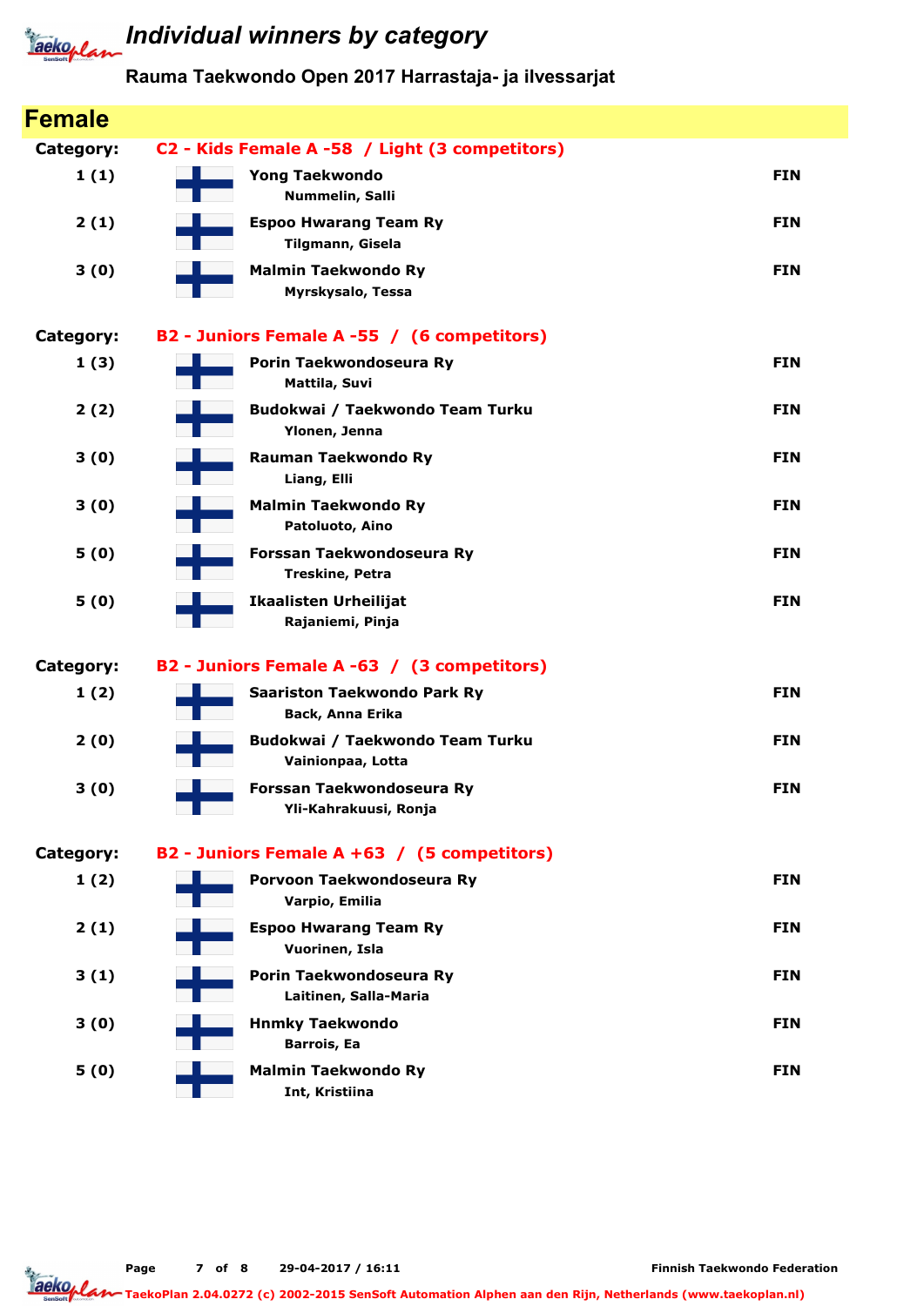# Individual winners by category

## Rauma Taekwondo Open 2017 Harrastaja- ja ilvessarjat

## Female

### Category: C2 - Kids Female A -58 / Light (3 competitors)

| Place | Club / Name | Country |
|---|---|---|
| 1 (1) | **Yong Taekwondo** Nummelin, Salli | FIN |
| 2 (1) | **Espoo Hwarang Team Ry** Tilgmann, Gisela | FIN |
| 3 (0) | **Malmin Taekwondo Ry** Myrskysalo, Tessa | FIN |

### Category: B2 - Juniors Female A -55 / (6 competitors)

| Place | Club / Name | Country |
|---|---|---|
| 1 (3) | **Porin Taekwondoseura Ry** Mattila, Suvi | FIN |
| 2 (2) | **Budokwai / Taekwondo Team Turku** Ylonen, Jenna | FIN |
| 3 (0) | **Rauman Taekwondo Ry** Liang, Elli | FIN |
| 3 (0) | **Malmin Taekwondo Ry** Patoluoto, Aino | FIN |
| 5 (0) | **Forssan Taekwondoseura Ry** Treskine, Petra | FIN |
| 5 (0) | **Ikaalisten Urheilijat** Rajaniemi, Pinja | FIN |

### Category: B2 - Juniors Female A -63 / (3 competitors)

| Place | Club / Name | Country |
|---|---|---|
| 1 (2) | **Saariston Taekwondo Park Ry** Back, Anna Erika | FIN |
| 2 (0) | **Budokwai / Taekwondo Team Turku** Vainionpaa, Lotta | FIN |
| 3 (0) | **Forssan Taekwondoseura Ry** Yli-Kahrakuusi, Ronja | FIN |

### Category: B2 - Juniors Female A +63 / (5 competitors)

| Place | Club / Name | Country |
|---|---|---|
| 1 (2) | **Porvoon Taekwondoseura Ry** Varpio, Emilia | FIN |
| 2 (1) | **Espoo Hwarang Team Ry** Vuorinen, Isla | FIN |
| 3 (1) | **Porin Taekwondoseura Ry** Laitinen, Salla-Maria | FIN |
| 3 (0) | **Hnmky Taekwondo** Barrois, Ea | FIN |
| 5 (0) | **Malmin Taekwondo Ry** Int, Kristiina | FIN |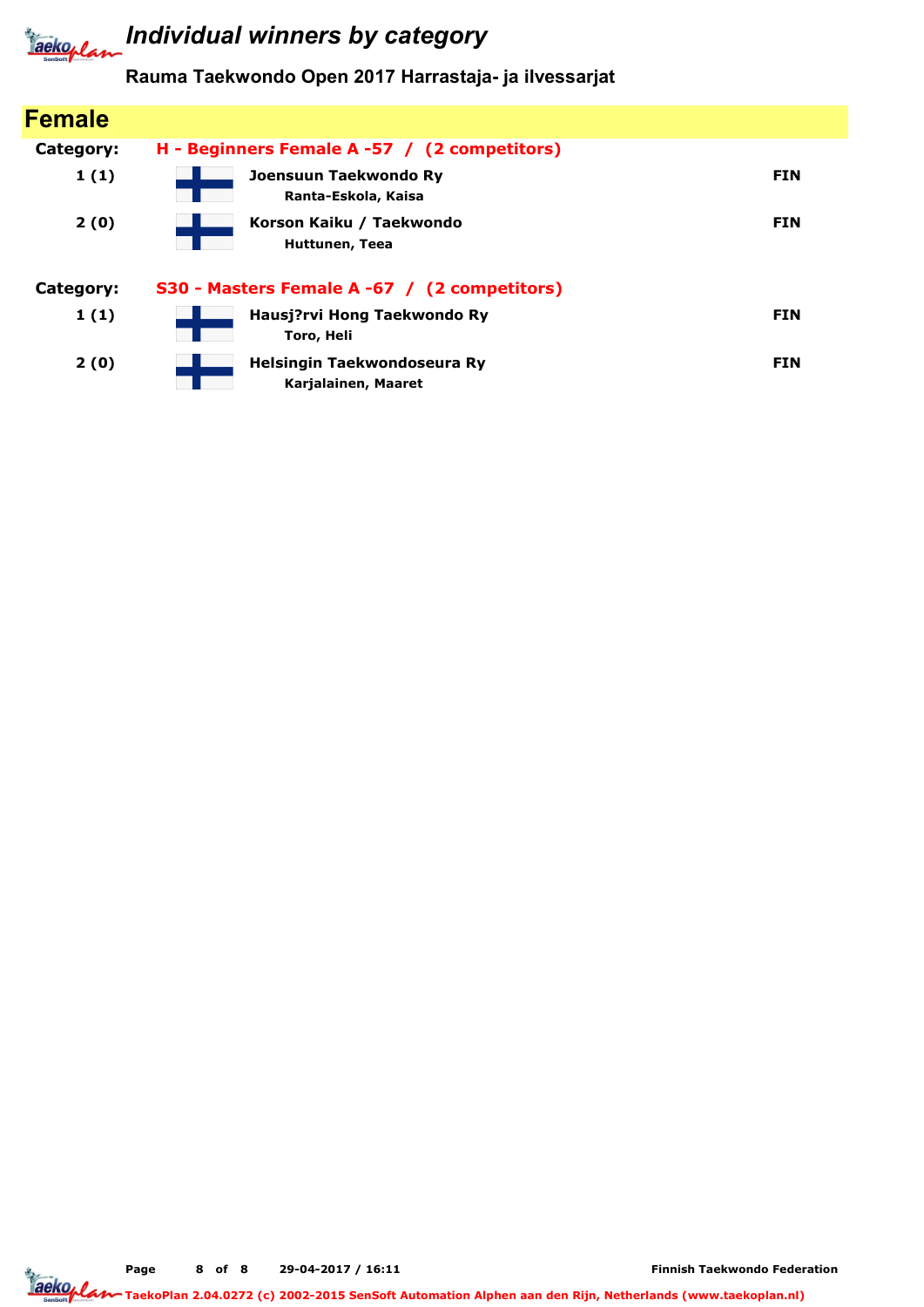# Individual winners by category

## Rauma Taekwondo Open 2017 Harrastaja- ja ilvessarjat

## Female

**Category:** **H - Beginners Female A -57 / (2 competitors)**

| | | |
|---|---|---|
| 1 (1) | **Joensuun Taekwondo Ry**<br>Ranta-Eskola, Kaisa | FIN |
| 2 (0) | **Korson Kaiku / Taekwondo**<br>Huttunen, Teea | FIN |

**Category:** **S30 - Masters Female A -67 / (2 competitors)**

| | | |
|---|---|---|
| 1 (1) | **Hausj?rvi Hong Taekwondo Ry**<br>Toro, Heli | FIN |
| 2 (0) | **Helsingin Taekwondoseura Ry**<br>Karjalainen, Maaret | FIN |

29-04-2017 / 16:11

Finnish Taekwondo Federation

TaekoPlan 2.04.0272 (c) 2002-2015 SenSoft Automation Alphen aan den Rijn, Netherlands (www.taekoplan.nl)